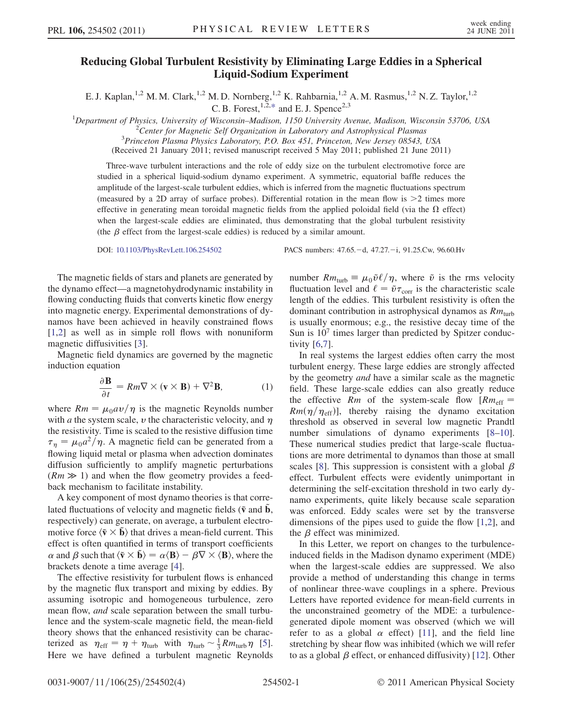# Reducing Global Turbulent Resistivity by Eliminating Large Eddies in a Spherical Liquid-Sodium Experiment

E. J. Kaplan,[1,2] M. M. Clark,[1,2] M. D. Nornberg,[1,2] K. Rahbarnia,[1,2] A. M. Rasmus,[1,2] N. Z. Taylor,[1,2] C. B. Forest,[1,2,*] and E. J. Spence[2,3]

[1]Department of Physics, University of Wisconsin–Madison, 1150 University Avenue, Madison, Wisconsin 53706, USA
[2]Center for Magnetic Self Organization in Laboratory and Astrophysical Plasmas
[3]Princeton Plasma Physics Laboratory, P.O. Box 451, Princeton, New Jersey 08543, USA

(Received 21 January 2011; revised manuscript received 5 May 2011; published 21 June 2011)

Three-wave turbulent interactions and the role of eddy size on the turbulent electromotive force are studied in a spherical liquid-sodium dynamo experiment. A symmetric, equatorial baffle reduces the amplitude of the largest-scale turbulent eddies, which is inferred from the magnetic fluctuations spectrum (measured by a 2D array of surface probes). Differential rotation in the mean flow is >2 times more effective in generating mean toroidal magnetic fields from the applied poloidal field (via the $\Omega$ effect) when the largest-scale eddies are eliminated, thus demonstrating that the global turbulent resistivity (the $\beta$ effect from the largest-scale eddies) is reduced by a similar amount.

DOI: 10.1103/PhysRevLett.106.254502 PACS numbers: 47.65.−d, 47.27.−i, 91.25.Cw, 96.60.Hv

The magnetic fields of stars and planets are generated by the dynamo effect—a magnetohydrodynamic instability in flowing conducting fluids that converts kinetic flow energy into magnetic energy. Experimental demonstrations of dynamos have been achieved in heavily constrained flows [1,2] as well as in simple roll flows with nonuniform magnetic diffusivities [3].

Magnetic field dynamics are governed by the magnetic induction equation

$$\frac{\partial \mathbf{B}}{\partial t} = Rm \nabla \times (\mathbf{v} \times \mathbf{B}) + \nabla^2 \mathbf{B}, \tag{1}$$

where $Rm = \mu_0 a v/\eta$ is the magnetic Reynolds number with $a$ the system scale, $v$ the characteristic velocity, and $\eta$ the resistivity. Time is scaled to the resistive diffusion time $\tau_\eta = \mu_0 a^2/\eta$. A magnetic field can be generated from a flowing liquid metal or plasma when advection dominates diffusion sufficiently to amplify magnetic perturbations ($Rm \gg 1$) and when the flow geometry provides a feedback mechanism to facilitate instability.

A key component of most dynamo theories is that correlated fluctuations of velocity and magnetic fields ($\tilde{\mathbf{v}}$ and $\tilde{\mathbf{b}}$, respectively) can generate, on average, a turbulent electromotive force $\langle \tilde{\mathbf{v}} \times \tilde{\mathbf{b}} \rangle$ that drives a mean-field current. This effect is often quantified in terms of transport coefficients $\alpha$ and $\beta$ such that $\langle \tilde{\mathbf{v}} \times \tilde{\mathbf{b}} \rangle = \alpha \langle \mathbf{B} \rangle - \beta \nabla \times \langle \mathbf{B} \rangle$, where the brackets denote a time average [4].

The effective resistivity for turbulent flows is enhanced by the magnetic flux transport and mixing by eddies. By assuming isotropic and homogeneous turbulence, zero mean flow, *and* scale separation between the small turbulence and the system-scale magnetic field, the mean-field theory shows that the enhanced resistivity can be characterized as $\eta_{\text{eff}} = \eta + \eta_{\text{turb}}$ with $\eta_{\text{turb}} \sim \frac{1}{3} Rm_{\text{turb}} \eta$ [5]. Here we have defined a turbulent magnetic Reynolds number $Rm_{\text{turb}} \equiv \mu_0 \tilde{v} \ell/\eta$, where $\tilde{v}$ is the rms velocity fluctuation level and $\ell = \tilde{v} \tau_{\text{corr}}$ is the characteristic scale length of the eddies. This turbulent resistivity is often the dominant contribution in astrophysical dynamos as $Rm_{\text{turb}}$ is usually enormous; e.g., the resistive decay time of the Sun is $10^7$ times larger than predicted by Spitzer conductivity [6,7].

In real systems the largest eddies often carry the most turbulent energy. These large eddies are strongly affected by the geometry *and* have a similar scale as the magnetic field. These large-scale eddies can also greatly reduce the effective $Rm$ of the system-scale flow [$Rm_{\text{eff}} = Rm(\eta/\eta_{\text{eff}})$], thereby raising the dynamo excitation threshold as observed in several low magnetic Prandtl number simulations of dynamo experiments [8–10]. These numerical studies predict that large-scale fluctuations are more detrimental to dynamos than those at small scales [8]. This suppression is consistent with a global $\beta$ effect. Turbulent effects were evidently unimportant in determining the self-excitation threshold in two early dynamo experiments, quite likely because scale separation was enforced. Eddy scales were set by the transverse dimensions of the pipes used to guide the flow [1,2], and the $\beta$ effect was minimized.

In this Letter, we report on changes to the turbulence-induced fields in the Madison dynamo experiment (MDE) when the largest-scale eddies are suppressed. We also provide a method of understanding this change in terms of nonlinear three-wave couplings in a sphere. Previous Letters have reported evidence for mean-field currents in the unconstrained geometry of the MDE: a turbulence-generated dipole moment was observed (which we will refer to as a global $\alpha$ effect) [11], and the field line stretching by shear flow was inhibited (which we will refer to as a global $\beta$ effect, or enhanced diffusivity) [12]. Other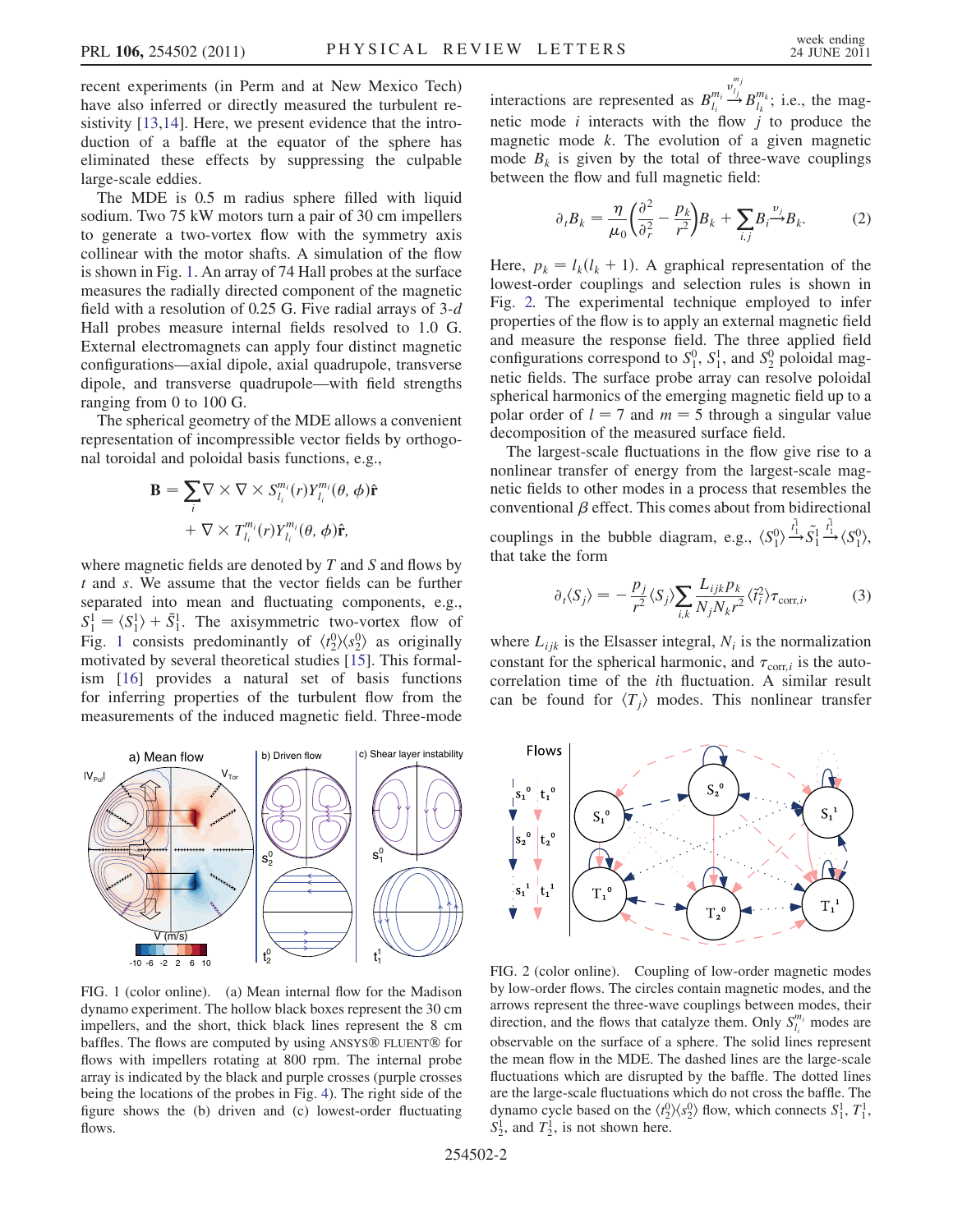recent experiments (in Perm and at New Mexico Tech) have also inferred or directly measured the turbulent resistivity [13,14]. Here, we present evidence that the introduction of a baffle at the equator of the sphere has eliminated these effects by suppressing the culpable large-scale eddies.

The MDE is 0.5 m radius sphere filled with liquid sodium. Two 75 kW motors turn a pair of 30 cm impellers to generate a two-vortex flow with the symmetry axis collinear with the motor shafts. A simulation of the flow is shown in Fig. 1. An array of 74 Hall probes at the surface measures the radially directed component of the magnetic field with a resolution of 0.25 G. Five radial arrays of 3-*d* Hall probes measure internal fields resolved to 1.0 G. External electromagnets can apply four distinct magnetic configurations—axial dipole, axial quadrupole, transverse dipole, and transverse quadrupole—with field strengths ranging from 0 to 100 G.

The spherical geometry of the MDE allows a convenient representation of incompressible vector fields by orthogonal toroidal and poloidal basis functions, e.g.,

$$\mathbf{B} = \sum_i \nabla \times \nabla \times S_{l_i}^{m_i}(r) Y_{l_i}^{m_i}(\theta, \phi)\hat{\mathbf{r}} + \nabla \times T_{l_i}^{m_i}(r) Y_{l_i}^{m_i}(\theta, \phi)\hat{\mathbf{r}},$$

where magnetic fields are denoted by $T$ and $S$ and flows by $t$ and $s$. We assume that the vector fields can be further separated into mean and fluctuating components, e.g., $S_1^1 = \langle S_1^1 \rangle + \tilde{S}_1^1$. The axisymmetric two-vortex flow of Fig. 1 consists predominantly of $\langle t_2^0 \rangle \langle s_2^0 \rangle$ as originally motivated by several theoretical studies [15]. This formalism [16] provides a natural set of basis functions for inferring properties of the turbulent flow from the measurements of the induced magnetic field. Three-mode interactions are represented as $B_{l_i}^{m_i} \overset{v_{l_j}^{m_j}}{\rightarrow} B_{l_k}^{m_k}$; i.e., the magnetic mode $i$ interacts with the flow $j$ to produce the magnetic mode $k$. The evolution of a given magnetic mode $B_k$ is given by the total of three-wave couplings between the flow and full magnetic field:

$$\partial_t B_k = \frac{\eta}{\mu_0}\left(\frac{\partial^2}{\partial_r^2} - \frac{p_k}{r^2}\right) B_k + \sum_{i,j} B_i \overset{v_j}{\rightarrow} B_k. \qquad (2)$$

Here, $p_k = l_k(l_k + 1)$. A graphical representation of the lowest-order couplings and selection rules is shown in Fig. 2. The experimental technique employed to infer properties of the flow is to apply an external magnetic field and measure the response field. The three applied field configurations correspond to $S_1^0$, $S_1^1$, and $S_2^0$ poloidal magnetic fields. The surface probe array can resolve poloidal spherical harmonics of the emerging magnetic field up to a polar order of $l = 7$ and $m = 5$ through a singular value decomposition of the measured surface field.

The largest-scale fluctuations in the flow give rise to a nonlinear transfer of energy from the largest-scale magnetic fields to other modes in a process that resembles the conventional $\beta$ effect. This comes about from bidirectional couplings in the bubble diagram, e.g., $\langle S_1^0 \rangle \overset{\tilde{t}_1^1}{\rightarrow} \tilde{S}_1^1 \overset{\tilde{t}_1^1}{\rightarrow} \langle S_1^0 \rangle$, that take the form

$$\partial_t \langle S_j \rangle = -\frac{p_j}{r^2} \langle S_j \rangle \sum_{i,k} \frac{L_{ijk} p_k}{N_j N_k r^2} \langle \tilde{t}_i^2 \rangle \tau_{\text{corr},i}, \qquad (3)$$

where $L_{ijk}$ is the Elsasser integral, $N_i$ is the normalization constant for the spherical harmonic, and $\tau_{\text{corr},i}$ is the autocorrelation time of the $i$th fluctuation. A similar result can be found for $\langle T_j \rangle$ modes. This nonlinear transfer

FIG. 1 (color online). (a) Mean internal flow for the Madison dynamo experiment. The hollow black boxes represent the 30 cm impellers, and the short, thick black lines represent the 8 cm baffles. The flows are computed by using ANSYS® FLUENT® for flows with impellers rotating at 800 rpm. The internal probe array is indicated by the black and purple crosses (purple crosses being the locations of the probes in Fig. 4). The right side of the figure shows the (b) driven and (c) lowest-order fluctuating flows.

FIG. 2 (color online). Coupling of low-order magnetic modes by low-order flows. The circles contain magnetic modes, and the arrows represent the three-wave couplings between modes, their direction, and the flows that catalyze them. Only $S_{l_i}^{m_i}$ modes are observable on the surface of a sphere. The solid lines represent the mean flow in the MDE. The dashed lines are the large-scale fluctuations which are disrupted by the baffle. The dotted lines are the large-scale fluctuations which do not cross the baffle. The dynamo cycle based on the $\langle t_2^0 \rangle \langle s_2^0 \rangle$ flow, which connects $S_1^1$, $T_1^1$, $S_2^1$, and $T_2^1$, is not shown here.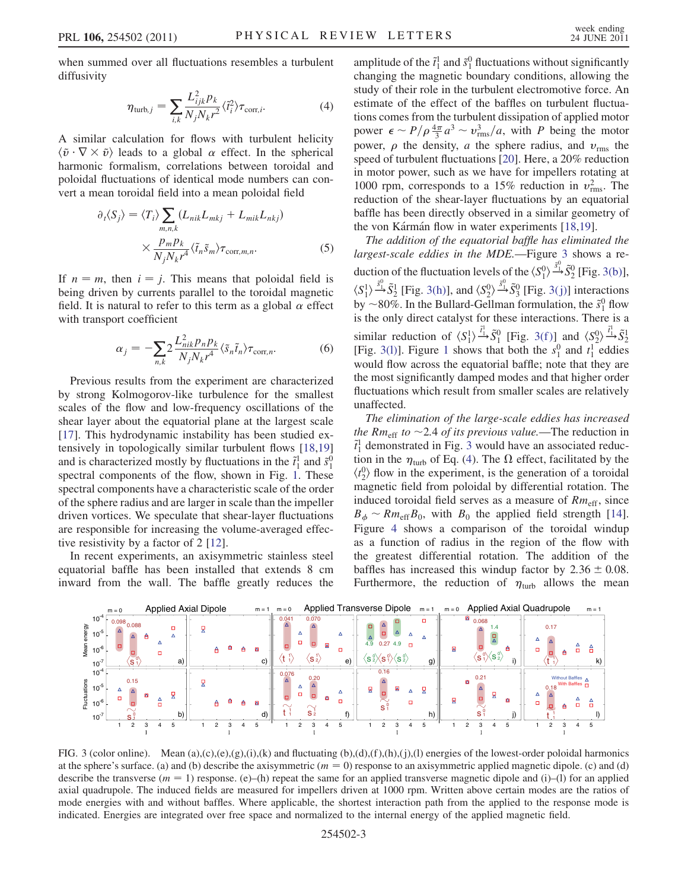when summed over all fluctuations resembles a turbulent diffusivity

$$\eta_{\mathrm{turb},j} = \sum_{i,k} \frac{L_{ijk}^2 p_k}{N_j N_k r^2} \langle \tilde{t}_i^2 \rangle \tau_{\mathrm{corr},i}. \tag{4}$$

A similar calculation for flows with turbulent helicity $\langle \tilde{v} \cdot \nabla \times \tilde{v} \rangle$ leads to a global $\alpha$ effect. In the spherical harmonic formalism, correlations between toroidal and poloidal fluctuations of identical mode numbers can convert a mean toroidal field into a mean poloidal field

$$\partial_t \langle S_j \rangle = \langle T_i \rangle \sum_{m,n,k} (L_{nik} L_{mkj} + L_{mik} L_{nkj}) \times \frac{p_m p_k}{N_j N_k r^4} \langle \tilde{t}_n \tilde{s}_m \rangle \tau_{\mathrm{corr},m,n}. \tag{5}$$

If $n = m$, then $i = j$. This means that poloidal field is being driven by currents parallel to the toroidal magnetic field. It is natural to refer to this term as a global $\alpha$ effect with transport coefficient

$$\alpha_j = -\sum_{n,k} 2 \frac{L_{nik}^2 p_n p_k}{N_j N_k r^4} \langle \tilde{s}_n \tilde{t}_n \rangle \tau_{\mathrm{corr},n}. \tag{6}$$

Previous results from the experiment are characterized by strong Kolmogorov-like turbulence for the smallest scales of the flow and low-frequency oscillations of the shear layer about the equatorial plane at the largest scale [17]. This hydrodynamic instability has been studied extensively in topologically similar turbulent flows [18,19] and is characterized mostly by fluctuations in the $\tilde{t}_1^1$ and $\tilde{s}_1^0$ spectral components of the flow, shown in Fig. 1. These spectral components have a characteristic scale of the order of the sphere radius and are larger in scale than the impeller driven vortices. We speculate that shear-layer fluctuations are responsible for increasing the volume-averaged effective resistivity by a factor of 2 [12].

In recent experiments, an axisymmetric stainless steel equatorial baffle has been installed that extends 8 cm inward from the wall. The baffle greatly reduces the amplitude of the $\tilde{t}_1^1$ and $\tilde{s}_1^0$ fluctuations without significantly changing the magnetic boundary conditions, allowing the study of their role in the turbulent electromotive force. An estimate of the effect of the baffles on turbulent fluctuations comes from the turbulent dissipation of applied motor power $\epsilon \sim P/\rho \frac{4\pi}{3} a^3 \sim v_{\mathrm{rms}}^3/a$, with $P$ being the motor power, $\rho$ the density, $a$ the sphere radius, and $v_{\mathrm{rms}}$ the speed of turbulent fluctuations [20]. Here, a 20% reduction in motor power, such as we have for impellers rotating at 1000 rpm, corresponds to a 15% reduction in $v_{\mathrm{rms}}^2$. The reduction of the shear-layer fluctuations by an equatorial baffle has been directly observed in a similar geometry of the von Kármán flow in water experiments [18,19].

*The addition of the equatorial baffle has eliminated the largest-scale eddies in the MDE.*—Figure 3 shows a reduction of the fluctuation levels of the $\langle S_1^0 \rangle \xrightarrow{\tilde{s}_1^0} \tilde{S}_2^0$ [Fig. 3(b)], $\langle S_1^1 \rangle \xrightarrow{\tilde{s}_1^0} \tilde{S}_2^1$ [Fig. 3(h)], and $\langle S_2^0 \rangle \xrightarrow{\tilde{s}_1^0} \tilde{S}_3^0$ [Fig. 3(j)] interactions by $\sim$80%. In the Bullard-Gellman formulation, the $\tilde{s}_1^0$ flow is the only direct catalyst for these interactions. There is a similar reduction of $\langle S_1^1 \rangle \xrightarrow{\tilde{t}_1^1} \tilde{S}_1^0$ [Fig. 3(f)] and $\langle S_2^0 \rangle \xrightarrow{\tilde{t}_1^1} \tilde{S}_2^1$ [Fig. 3(l)]. Figure 1 shows that both the $s_1^0$ and $t_1^1$ eddies would flow across the equatorial baffle; note that they are the most significantly damped modes and that higher order fluctuations which result from smaller scales are relatively unaffected.

*The elimination of the large-scale eddies has increased the $Rm_{\mathrm{eff}}$ to $\sim$2.4 of its previous value.*—The reduction in $\tilde{t}_1^1$ demonstrated in Fig. 3 would have an associated reduction in the $\eta_{\mathrm{turb}}$ of Eq. (4). The $\Omega$ effect, facilitated by the $\langle t_2^0 \rangle$ flow in the experiment, is the generation of a toroidal magnetic field from poloidal by differential rotation. The induced toroidal field serves as a measure of $Rm_{\mathrm{eff}}$, since $B_\phi \sim Rm_{\mathrm{eff}} B_0$, with $B_0$ the applied field strength [14]. Figure 4 shows a comparison of the toroidal windup as a function of radius in the region of the flow with the greatest differential rotation. The addition of the baffles has increased this windup factor by $2.36 \pm 0.08$. Furthermore, the reduction of $\eta_{\mathrm{turb}}$ allows the mean

FIG. 3 (color online). Mean (a),(c),(e),(g),(i),(k) and fluctuating (b),(d),(f),(h),(j),(l) energies of the lowest-order poloidal harmonics at the sphere's surface. (a) and (b) describe the axisymmetric ($m = 0$) response to an axisymmetric applied magnetic dipole. (c) and (d) describe the transverse ($m = 1$) response. (e)–(h) repeat the same for an applied transverse magnetic dipole and (i)–(l) for an applied axial quadrupole. The induced fields are measured for impellers driven at 1000 rpm. Written above certain modes are the ratios of mode energies with and without baffles. Where applicable, the shortest interaction path from the applied to the response mode is indicated. Energies are integrated over free space and normalized to the internal energy of the applied magnetic field.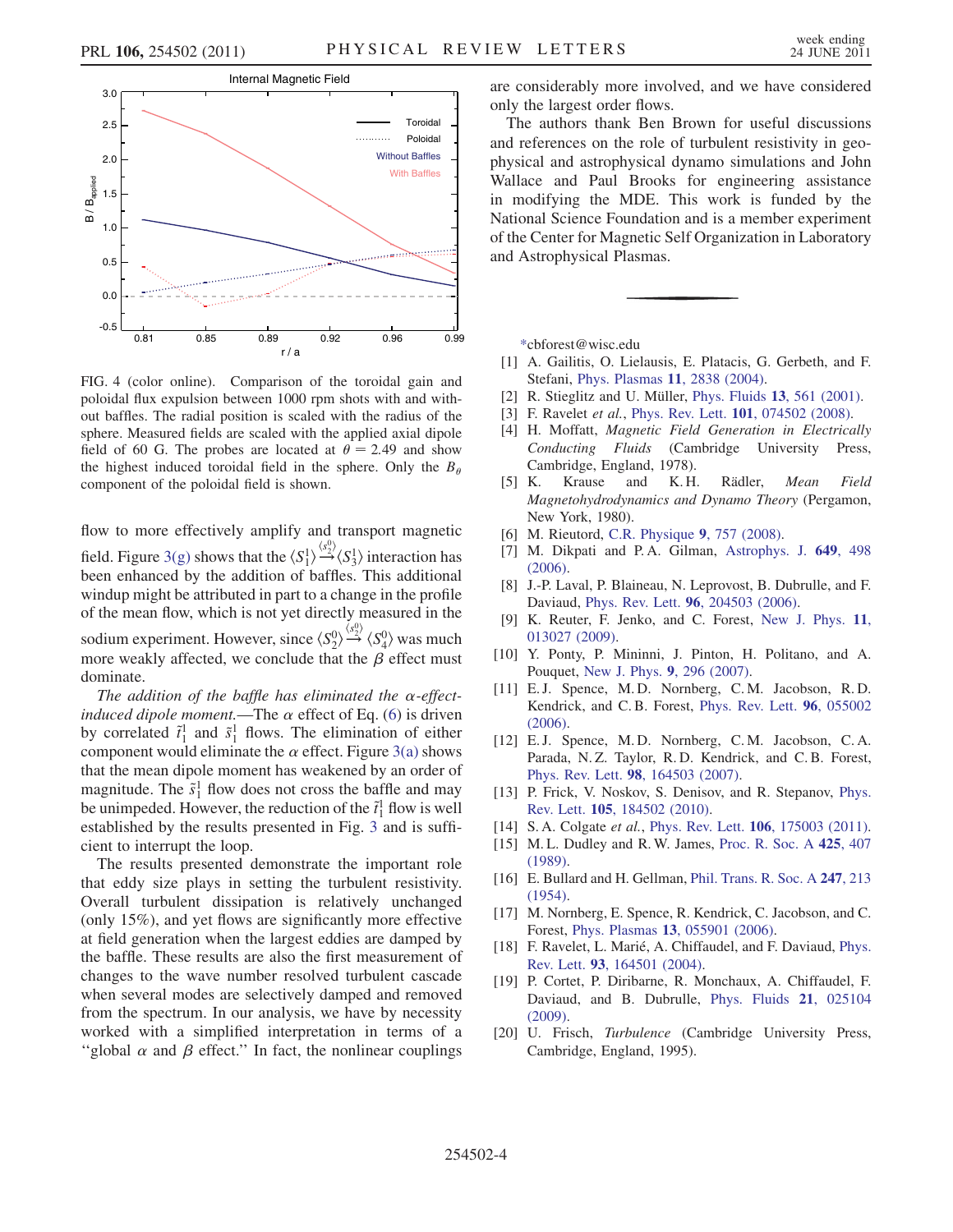Internal Magnetic Field

B / B_applied

r / a

Toroidal

Poloidal

Without Baffles

With Baffles

3.0
2.5
2.0
1.5
1.0
0.5
0.0
-0.5

0.81 0.85 0.89 0.92 0.96 0.99

FIG. 4 (color online). Comparison of the toroidal gain and poloidal flux expulsion between 1000 rpm shots with and without baffles. The radial position is scaled with the radius of the sphere. Measured fields are scaled with the applied axial dipole field of 60 G. The probes are located at $\theta = 2.49$ and show the highest induced toroidal field in the sphere. Only the $B_\theta$ component of the poloidal field is shown.

flow to more effectively amplify and transport magnetic field. Figure 3(g) shows that the $\langle S_1^1 \rangle \xrightarrow{\langle s_2^0 \rangle} \langle S_3^1 \rangle$ interaction has been enhanced by the addition of baffles. This additional windup might be attributed in part to a change in the profile of the mean flow, which is not yet directly measured in the sodium experiment. However, since $\langle S_2^0 \rangle \xrightarrow{\langle s_2^0 \rangle} \langle S_4^0 \rangle$ was much more weakly affected, we conclude that the $\beta$ effect must dominate.

*The addition of the baffle has eliminated the $\alpha$-effect-induced dipole moment.*—The $\alpha$ effect of Eq. (6) is driven by correlated $\tilde{t}_1^1$ and $\tilde{s}_1^1$ flows. The elimination of either component would eliminate the $\alpha$ effect. Figure 3(a) shows that the mean dipole moment has weakened by an order of magnitude. The $\tilde{s}_1^1$ flow does not cross the baffle and may be unimpeded. However, the reduction of the $\tilde{t}_1^1$ flow is well established by the results presented in Fig. 3 and is sufficient to interrupt the loop.

The results presented demonstrate the important role that eddy size plays in setting the turbulent resistivity. Overall turbulent dissipation is relatively unchanged (only 15%), and yet flows are significantly more effective at field generation when the largest eddies are damped by the baffle. These results are also the first measurement of changes to the wave number resolved turbulent cascade when several modes are selectively damped and removed from the spectrum. In our analysis, we have by necessity worked with a simplified interpretation in terms of a "global $\alpha$ and $\beta$ effect." In fact, the nonlinear couplings are considerably more involved, and we have considered only the largest order flows.

The authors thank Ben Brown for useful discussions and references on the role of turbulent resistivity in geophysical and astrophysical dynamo simulations and John Wallace and Paul Brooks for engineering assistance in modifying the MDE. This work is funded by the National Science Foundation and is a member experiment of the Center for Magnetic Self Organization in Laboratory and Astrophysical Plasmas.

---

*cbforest@wisc.edu

[1] A. Gailitis, O. Lielausis, E. Platacis, G. Gerbeth, and F. Stefani, Phys. Plasmas **11**, 2838 (2004).
[2] R. Stieglitz and U. Müller, Phys. Fluids **13**, 561 (2001).
[3] F. Ravelet *et al.*, Phys. Rev. Lett. **101**, 074502 (2008).
[4] H. Moffatt, *Magnetic Field Generation in Electrically Conducting Fluids* (Cambridge University Press, Cambridge, England, 1978).
[5] K. Krause and K. H. Rädler, *Mean Field Magnetohydrodynamics and Dynamo Theory* (Pergamon, New York, 1980).
[6] M. Rieutord, C.R. Physique **9**, 757 (2008).
[7] M. Dikpati and P. A. Gilman, Astrophys. J. **649**, 498 (2006).
[8] J.-P. Laval, P. Blaineau, N. Leprovost, B. Dubrulle, and F. Daviaud, Phys. Rev. Lett. **96**, 204503 (2006).
[9] K. Reuter, F. Jenko, and C. Forest, New J. Phys. **11**, 013027 (2009).
[10] Y. Ponty, P. Mininni, J. Pinton, H. Politano, and A. Pouquet, New J. Phys. **9**, 296 (2007).
[11] E. J. Spence, M. D. Nornberg, C. M. Jacobson, R. D. Kendrick, and C. B. Forest, Phys. Rev. Lett. **96**, 055002 (2006).
[12] E. J. Spence, M. D. Nornberg, C. M. Jacobson, C. A. Parada, N. Z. Taylor, R. D. Kendrick, and C. B. Forest, Phys. Rev. Lett. **98**, 164503 (2007).
[13] P. Frick, V. Noskov, S. Denisov, and R. Stepanov, Phys. Rev. Lett. **105**, 184502 (2010).
[14] S. A. Colgate *et al.*, Phys. Rev. Lett. **106**, 175003 (2011).
[15] M. L. Dudley and R. W. James, Proc. R. Soc. A **425**, 407 (1989).
[16] E. Bullard and H. Gellman, Phil. Trans. R. Soc. A **247**, 213 (1954).
[17] M. Nornberg, E. Spence, R. Kendrick, C. Jacobson, and C. Forest, Phys. Plasmas **13**, 055901 (2006).
[18] F. Ravelet, L. Marié, A. Chiffaudel, and F. Daviaud, Phys. Rev. Lett. **93**, 164501 (2004).
[19] P. Cortet, P. Diribarne, R. Monchaux, A. Chiffaudel, F. Daviaud, and B. Dubrulle, Phys. Fluids **21**, 025104 (2009).
[20] U. Frisch, *Turbulence* (Cambridge University Press, Cambridge, England, 1995).